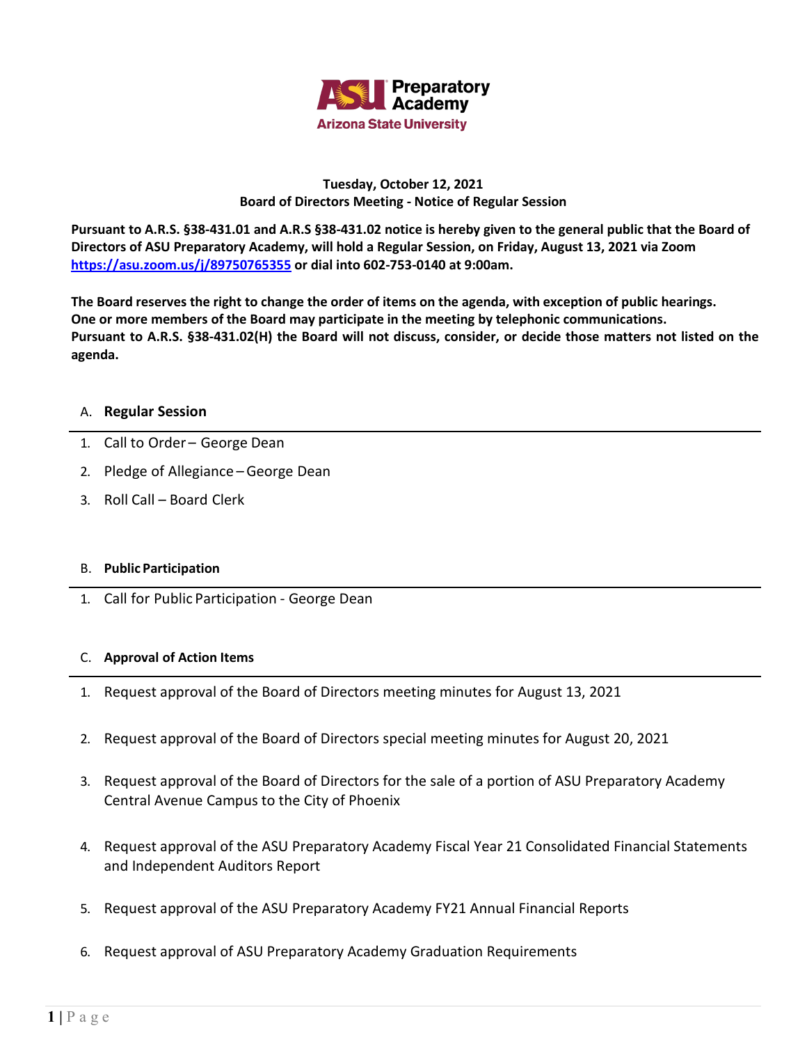ASU Preparatory Academy
Arizona State University

**Tuesday, October 12, 2021**
**Board of Directors Meeting - Notice of Regular Session**

**Pursuant to A.R.S. §38-431.01 and A.R.S §38-431.02 notice is hereby given to the general public that the Board of Directors of ASU Preparatory Academy, will hold a Regular Session, on Friday, August 13, 2021 via Zoom [https://asu.zoom.us/j/89750765355](https://asu.zoom.us/j/89750765355) or dial into 602-753-0140 at 9:00am.**

**The Board reserves the right to change the order of items on the agenda, with exception of public hearings.**
**One or more members of the Board may participate in the meeting by telephonic communications.**
**Pursuant to A.R.S. §38-431.02(H) the Board will not discuss, consider, or decide those matters not listed on the agenda.**

## A. Regular Session

1. Call to Order – George Dean
2. Pledge of Allegiance – George Dean
3. Roll Call – Board Clerk

## B. Public Participation

1. Call for Public Participation - George Dean

## C. Approval of Action Items

1. Request approval of the Board of Directors meeting minutes for August 13, 2021
2. Request approval of the Board of Directors special meeting minutes for August 20, 2021
3. Request approval of the Board of Directors for the sale of a portion of ASU Preparatory Academy Central Avenue Campus to the City of Phoenix
4. Request approval of the ASU Preparatory Academy Fiscal Year 21 Consolidated Financial Statements and Independent Auditors Report
5. Request approval of the ASU Preparatory Academy FY21 Annual Financial Reports
6. Request approval of ASU Preparatory Academy Graduation Requirements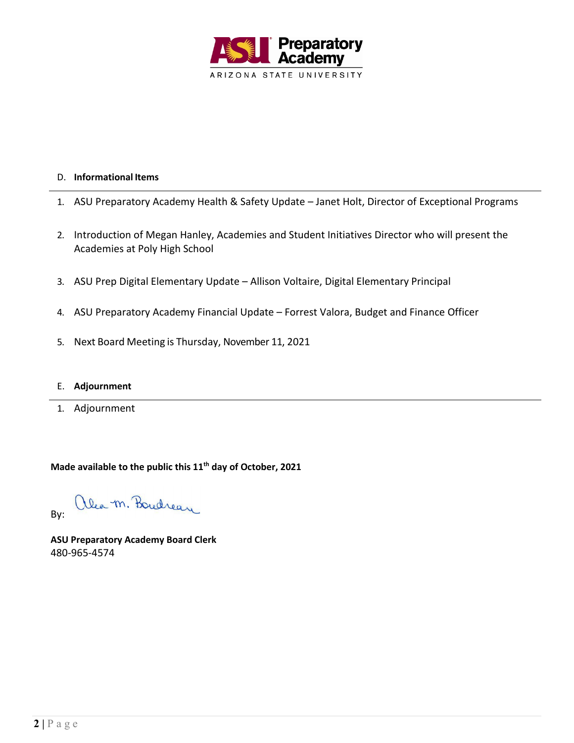## D. Informational Items

1. ASU Preparatory Academy Health & Safety Update – Janet Holt, Director of Exceptional Programs

2. Introduction of Megan Hanley, Academies and Student Initiatives Director who will present the Academies at Poly High School

3. ASU Prep Digital Elementary Update – Allison Voltaire, Digital Elementary Principal

4. ASU Preparatory Academy Financial Update – Forrest Valora, Budget and Finance Officer

5. Next Board Meeting is Thursday, November 11, 2021

## E. Adjournment

1. Adjournment

**Made available to the public this 11th day of October, 2021**

By: Alea M. Boudreau

**ASU Preparatory Academy Board Clerk**
480-965-4574